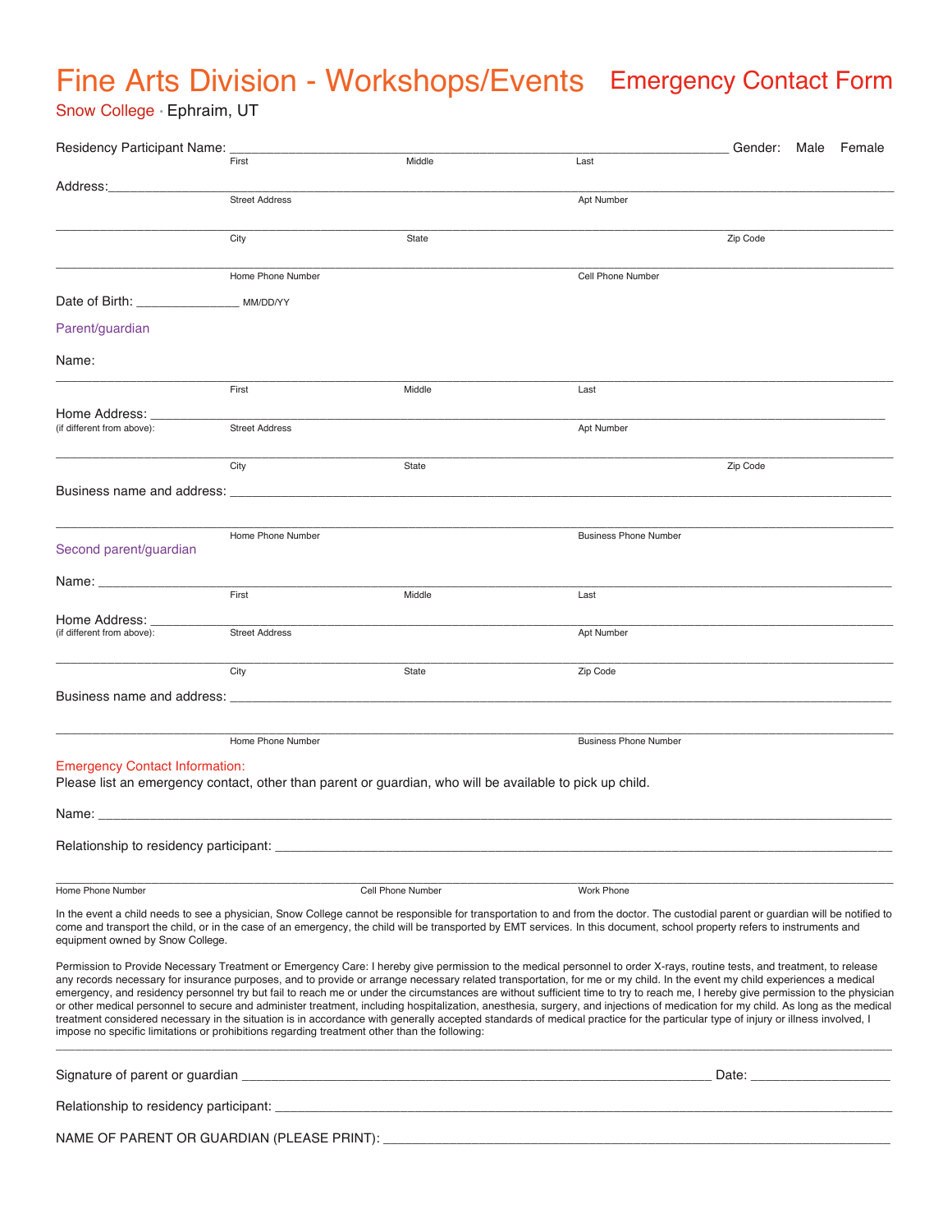# Fine Arts Division - Workshops/Events

## Emergency Contact Form

Snow College • Ephraim, UT

Residency Participant Name: ____________________________________________ Gender: Male Female

First Middle Last

Address: ____________________________________________

Street Address Apt Number

____________________________________________

City State Zip Code

____________________________________________

Home Phone Number Cell Phone Number

Date of Birth: ______________ MM/DD/YY

### Parent/guardian

Name:

____________________________________________

First Middle Last

Home Address: ____________________________________________
(if different from above): Street Address Apt Number

____________________________________________

City State Zip Code

Business name and address: ____________________________________________

____________________________________________

Home Phone Number Business Phone Number

### Second parent/guardian

Name: ____________________________________________

First Middle Last

Home Address: ____________________________________________
(if different from above): Street Address Apt Number

____________________________________________

City State Zip Code

Business name and address: ____________________________________________

____________________________________________

Home Phone Number Business Phone Number

### Emergency Contact Information:

Please list an emergency contact, other than parent or guardian, who will be available to pick up child.

Name: ____________________________________________

Relationship to residency participant: ____________________________________________

____________________________________________

Home Phone Number Cell Phone Number Work Phone

In the event a child needs to see a physician, Snow College cannot be responsible for transportation to and from the doctor. The custodial parent or guardian will be notified to come and transport the child, or in the case of an emergency, the child will be transported by EMT services. In this document, school property refers to instruments and equipment owned by Snow College.

Permission to Provide Necessary Treatment or Emergency Care: I hereby give permission to the medical personnel to order X-rays, routine tests, and treatment, to release any records necessary for insurance purposes, and to provide or arrange necessary related transportation, for me or my child. In the event my child experiences a medical emergency, and residency personnel try but fail to reach me or under the circumstances are without sufficient time to try to reach me, I hereby give permission to the physician or other medical personnel to secure and administer treatment, including hospitalization, anesthesia, surgery, and injections of medication for my child. As long as the medical treatment considered necessary in the situation is in accordance with generally accepted standards of medical practice for the particular type of injury or illness involved, I impose no specific limitations or prohibitions regarding treatment other than the following:

____________________________________________

Signature of parent or guardian ____________________________________________ Date: ______________

Relationship to residency participant: ____________________________________________

NAME OF PARENT OR GUARDIAN (PLEASE PRINT): ____________________________________________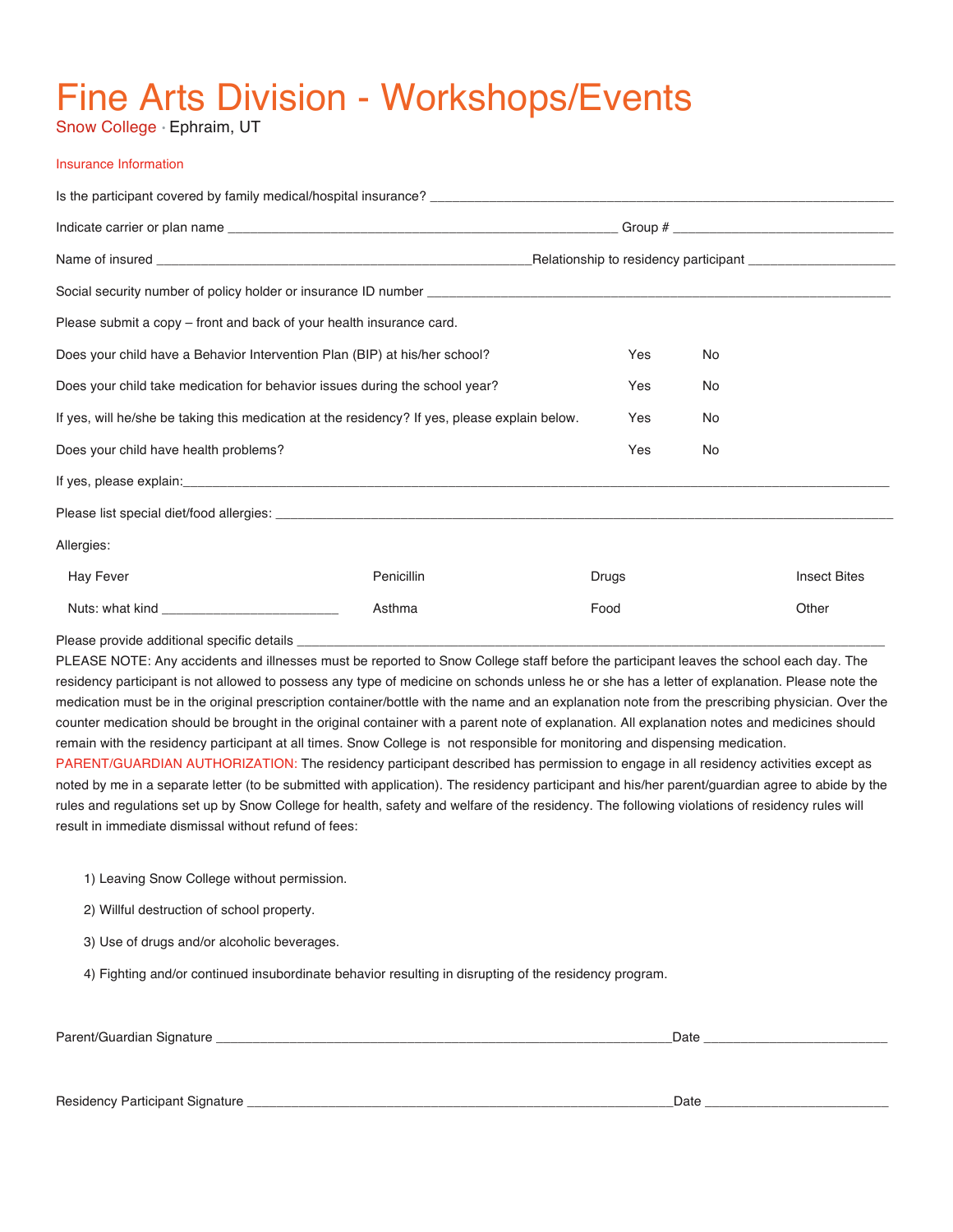# Fine Arts Division - Workshops/Events

Snow College • Ephraim, UT

Insurance Information

Is the participant covered by family medical/hospital insurance? ___________________________________________________________________

Indicate carrier or plan name ___________________________________________________ Group # ____________________________

Name of insured _______________________________________________Relationship to residency participant ___________________

Social security number of policy holder or insurance ID number ____________________________________________________________

Please submit a copy – front and back of your health insurance card.

| | | |
|---|---|---|
| Does your child have a Behavior Intervention Plan (BIP) at his/her school? | Yes | No |
| Does your child take medication for behavior issues during the school year? | Yes | No |
| If yes, will he/she be taking this medication at the residency? If yes, please explain below. | Yes | No |
| Does your child have health problems? | Yes | No |

If yes, please explain:_______________________________________________________________________________________________

Please list special diet/food allergies: __________________________________________________________________________________

Allergies:

| | | | |
|---|---|---|---|
| Hay Fever | Penicillin | Drugs | Insect Bites |
| Nuts: what kind ________________________ | Asthma | Food | Other |

Please provide additional specific details _________________________________________________________________________________

PLEASE NOTE: Any accidents and illnesses must be reported to Snow College staff before the participant leaves the school each day. The residency participant is not allowed to possess any type of medicine on schonds unless he or she has a letter of explanation. Please note the medication must be in the original prescription container/bottle with the name and an explanation note from the prescribing physician. Over the counter medication should be brought in the original container with a parent note of explanation. All explanation notes and medicines should remain with the residency participant at all times. Snow College is not responsible for monitoring and dispensing medication.

PARENT/GUARDIAN AUTHORIZATION: The residency participant described has permission to engage in all residency activities except as noted by me in a separate letter (to be submitted with application). The residency participant and his/her parent/guardian agree to abide by the rules and regulations set up by Snow College for health, safety and welfare of the residency. The following violations of residency rules will result in immediate dismissal without refund of fees:

1) Leaving Snow College without permission.
2) Willful destruction of school property.
3) Use of drugs and/or alcoholic beverages.
4) Fighting and/or continued insubordinate behavior resulting in disrupting of the residency program.

Parent/Guardian Signature ______________________________________________________________Date _________________________

Residency Participant Signature __________________________________________________________Date _________________________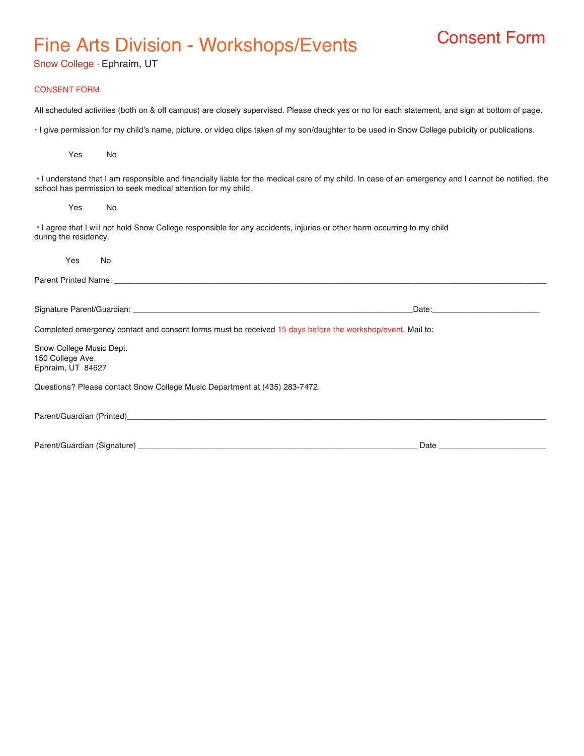# Fine Arts Division - Workshops/Events

Consent Form

Snow College · Ephraim, UT

CONSENT FORM

All scheduled activities (both on & off campus) are closely supervised. Please check yes or no for each statement, and sign at bottom of page.

- I give permission for my child's name, picture, or video clips taken of my son/daughter to be used in Snow College publicity or publications.

  Yes No

- I understand that I am responsible and financially liable for the medical care of my child. In case of an emergency and I cannot be notified, the school has permission to seek medical attention for my child.

  Yes No

- I agree that I will not hold Snow College responsible for any accidents, injuries or other harm occurring to my child during the residency.

  Yes No

Parent Printed Name: ______________________________________________

Signature Parent/Guardian: ______________________________ Date: ____________

Completed emergency contact and consent forms must be received 15 days before the workshop/event. Mail to:

Snow College Music Dept.
150 College Ave.
Ephraim, UT 84627

Questions? Please contact Snow College Music Department at (435) 283-7472.

Parent/Guardian (Printed) ______________________________________________

Parent/Guardian (Signature) ______________________________ Date ____________